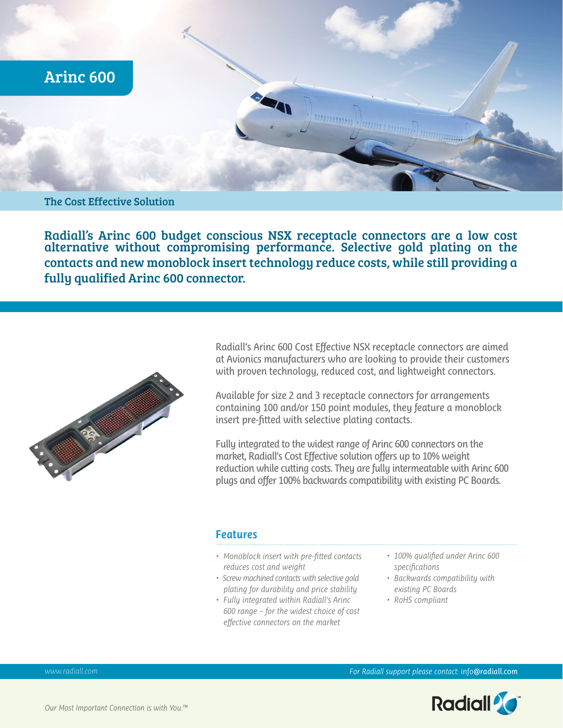# Arinc 600

## The Cost Effective Solution

**Radiall's Arinc 600 budget conscious NSX receptacle connectors are a low cost alternative without compromising performance. Selective gold plating on the contacts and new monoblock insert technology reduce costs, while still providing a fully qualified Arinc 600 connector.**

Radiall's Arinc 600 Cost Effective NSX receptacle connectors are aimed at Avionics manufacturers who are looking to provide their customers with proven technology, reduced cost, and lightweight connectors.

Available for size 2 and 3 receptacle connectors for arrangements containing 100 and/or 150 point modules, they feature a monoblock insert pre-fitted with selective plating contacts.

Fully integrated to the widest range of Arinc 600 connectors on the market, Radiall's Cost Effective solution offers up to 10% weight reduction while cutting costs. They are fully intermeatable with Arinc 600 plugs and offer 100% backwards compatibility with existing PC Boards.

### Features

- *Monoblock insert with pre-fitted contacts reduces cost and weight*
- *Screw machined contacts with selective gold plating for durability and price stability*
- *Fully integrated within Radiall's Arinc 600 range – for the widest choice of cost effective connectors on the market*
- *100% qualified under Arinc 600 specifications*
- *Backwards compatibility with existing PC Boards*
- *RoHS compliant*

*www.radiall.com*

*For Radiall support please contact:* info@radiall.com

*Our Most Important Connection is with You.™*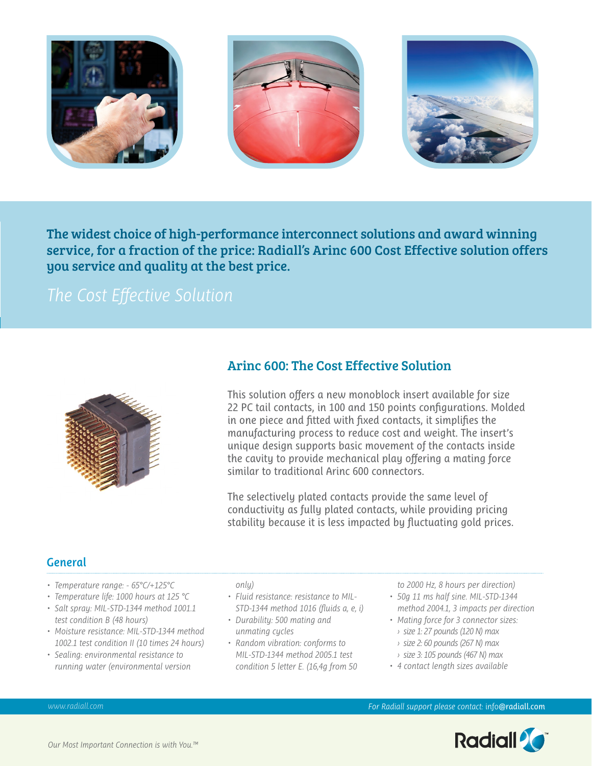**The widest choice of high-performance interconnect solutions and award winning service, for a fraction of the price: Radiall's Arinc 600 Cost Effective solution offers you service and quality at the best price.**

*The Cost Effective Solution*

## Arinc 600: The Cost Effective Solution

This solution offers a new monoblock insert available for size 22 PC tail contacts, in 100 and 150 points configurations. Molded in one piece and fitted with fixed contacts, it simplifies the manufacturing process to reduce cost and weight. The insert's unique design supports basic movement of the contacts inside the cavity to provide mechanical play offering a mating force similar to traditional Arinc 600 connectors.

The selectively plated contacts provide the same level of conductivity as fully plated contacts, while providing pricing stability because it is less impacted by fluctuating gold prices.

## General

- *Temperature range: - 65°C/+125°C*
- *Temperature life: 1000 hours at 125 °C*
- *Salt spray: MIL-STD-1344 method 1001.1 test condition B (48 hours)*
- *Moisture resistance: MIL-STD-1344 method 1002.1 test condition II (10 times 24 hours)*
- *Sealing: environmental resistance to running water (environmental version only)*
- *Fluid resistance: resistance to MIL-STD-1344 method 1016 (fluids a, e, i)*
- *Durability: 500 mating and unmating cycles*
- *Random vibration: conforms to MIL-STD-1344 method 2005.1 test condition 5 letter E. (16,4g from 50 to 2000 Hz, 8 hours per direction)*
- *50g 11 ms half sine. MIL-STD-1344 method 2004.1, 3 impacts per direction*
- *Mating force for 3 connector sizes:*
  - *size 1: 27 pounds (120 N) max*
  - *size 2: 60 pounds (267 N) max*
  - *size 3: 105 pounds (467 N) max*
- *4 contact length sizes available*

*www.radiall.com* — *For Radiall support please contact:* info@radiall.com

*Our Most Important Connection is with You.™*